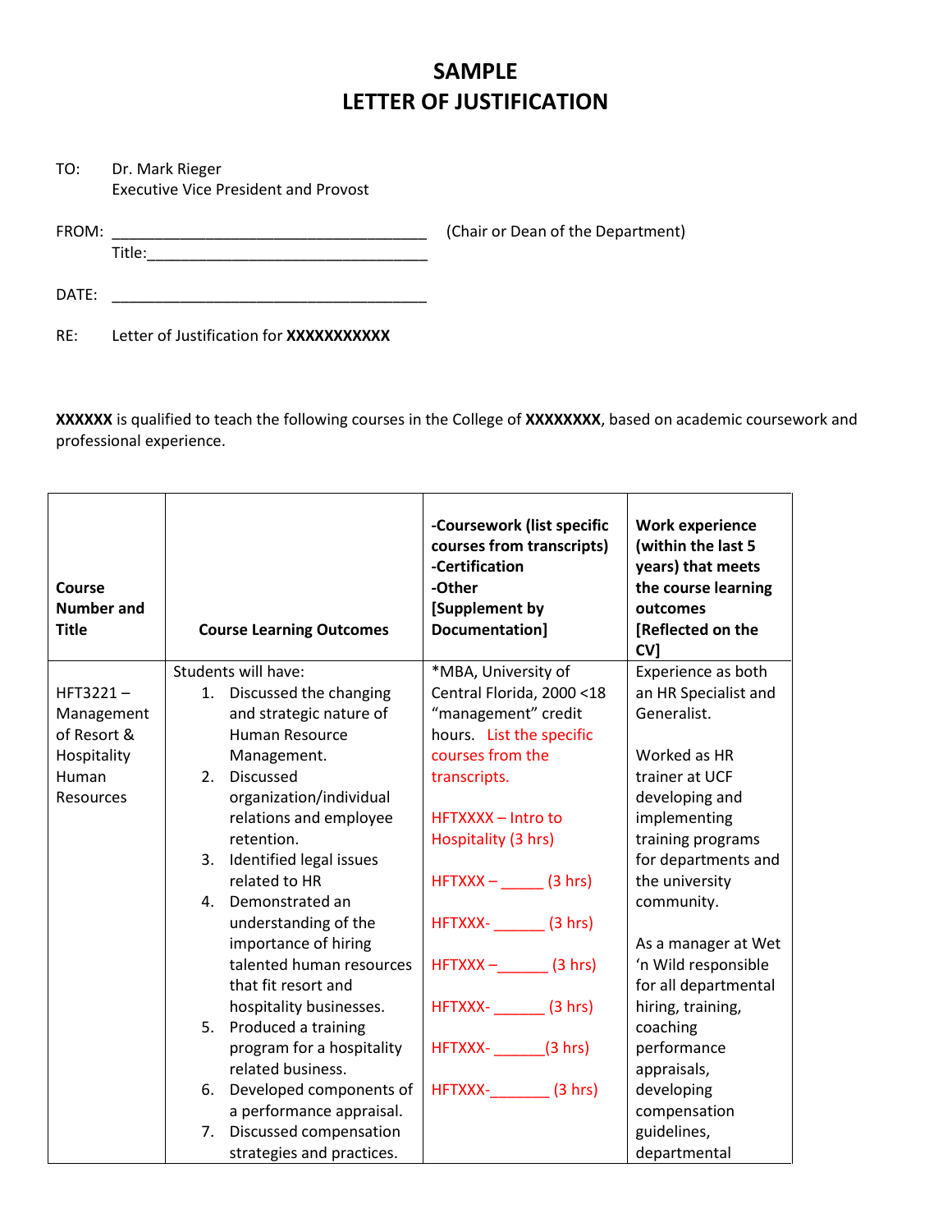# SAMPLE
# LETTER OF JUSTIFICATION

TO: Dr. Mark Rieger
Executive Vice President and Provost

FROM: ______________________________________ (Chair or Dean of the Department)
Title:_________________________________

DATE: ______________________________________

RE: Letter of Justification for **XXXXXXXXXXX**

**XXXXXX** is qualified to teach the following courses in the College of **XXXXXXXX**, based on academic coursework and professional experience.

| Course Number and Title | Course Learning Outcomes | -Coursework (list specific courses from transcripts) -Certification -Other [Supplement by Documentation] | Work experience (within the last 5 years) that meets the course learning outcomes [Reflected on the CV] |
|---|---|---|---|
| HFT3221 – Management of Resort & Hospitality Human Resources | Students will have:<br>1. Discussed the changing and strategic nature of Human Resource Management.<br>2. Discussed organization/individual relations and employee retention.<br>3. Identified legal issues related to HR<br>4. Demonstrated an understanding of the importance of hiring talented human resources that fit resort and hospitality businesses.<br>5. Produced a training program for a hospitality related business.<br>6. Developed components of a performance appraisal.<br>7. Discussed compensation strategies and practices. | *MBA, University of Central Florida, 2000 <18 "management" credit hours. List the specific courses from the transcripts.<br><br>HFTXXXX – Intro to Hospitality (3 hrs)<br><br>HFTXXX – _____ (3 hrs)<br><br>HFTXXX- ______ (3 hrs)<br><br>HFTXXX –______ (3 hrs)<br><br>HFTXXX- ______ (3 hrs)<br><br>HFTXXX- ______(3 hrs)<br><br>HFTXXX-_______ (3 hrs) | Experience as both an HR Specialist and Generalist.<br><br>Worked as HR trainer at UCF developing and implementing training programs for departments and the university community.<br><br>As a manager at Wet 'n Wild responsible for all departmental hiring, training, coaching performance appraisals, developing compensation guidelines, departmental |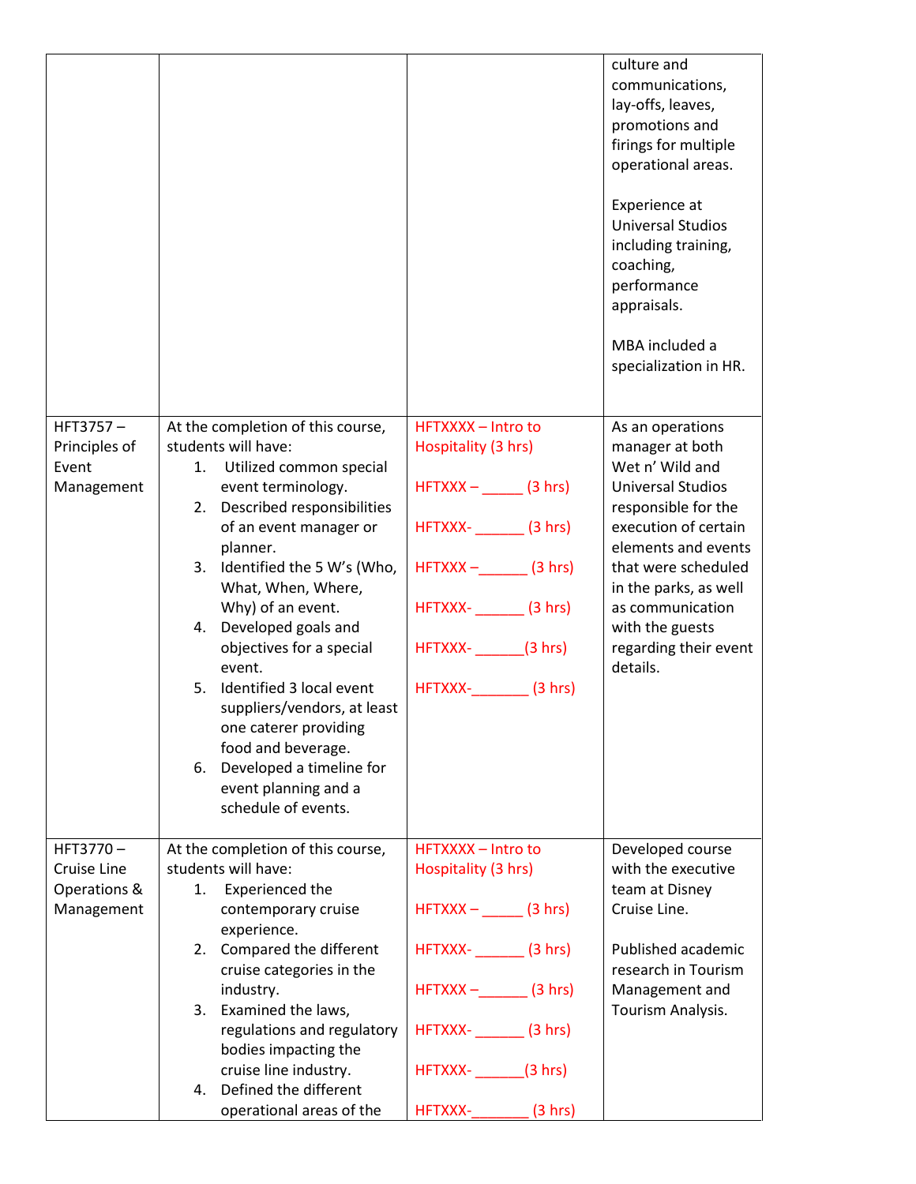|  |  |  | culture and communications, lay-offs, leaves, promotions and firings for multiple operational areas.<br><br>Experience at Universal Studios including training, coaching, performance appraisals.<br><br>MBA included a specialization in HR. |
|---|---|---|---|
| HFT3757 – Principles of Event Management | At the completion of this course, students will have:<br>1. Utilized common special event terminology.<br>2. Described responsibilities of an event manager or planner.<br>3. Identified the 5 W's (Who, What, When, Where, Why) of an event.<br>4. Developed goals and objectives for a special event.<br>5. Identified 3 local event suppliers/vendors, at least one caterer providing food and beverage.<br>6. Developed a timeline for event planning and a schedule of events. | HFTXXXX – Intro to Hospitality (3 hrs)<br><br>HFTXXX – _____ (3 hrs)<br><br>HFTXXX- ______ (3 hrs)<br><br>HFTXXX –______ (3 hrs)<br><br>HFTXXX- ______ (3 hrs)<br><br>HFTXXX- ______(3 hrs)<br><br>HFTXXX-_______ (3 hrs) | As an operations manager at both Wet n' Wild and Universal Studios responsible for the execution of certain elements and events that were scheduled in the parks, as well as communication with the guests regarding their event details. |
| HFT3770 – Cruise Line Operations & Management | At the completion of this course, students will have:<br>1. Experienced the contemporary cruise experience.<br>2. Compared the different cruise categories in the industry.<br>3. Examined the laws, regulations and regulatory bodies impacting the cruise line industry.<br>4. Defined the different operational areas of the | HFTXXXX – Intro to Hospitality (3 hrs)<br><br>HFTXXX – _____ (3 hrs)<br><br>HFTXXX- ______ (3 hrs)<br><br>HFTXXX –______ (3 hrs)<br><br>HFTXXX- ______ (3 hrs)<br><br>HFTXXX- ______(3 hrs)<br><br>HFTXXX-_______ (3 hrs) | Developed course with the executive team at Disney Cruise Line.<br><br>Published academic research in Tourism Management and Tourism Analysis. |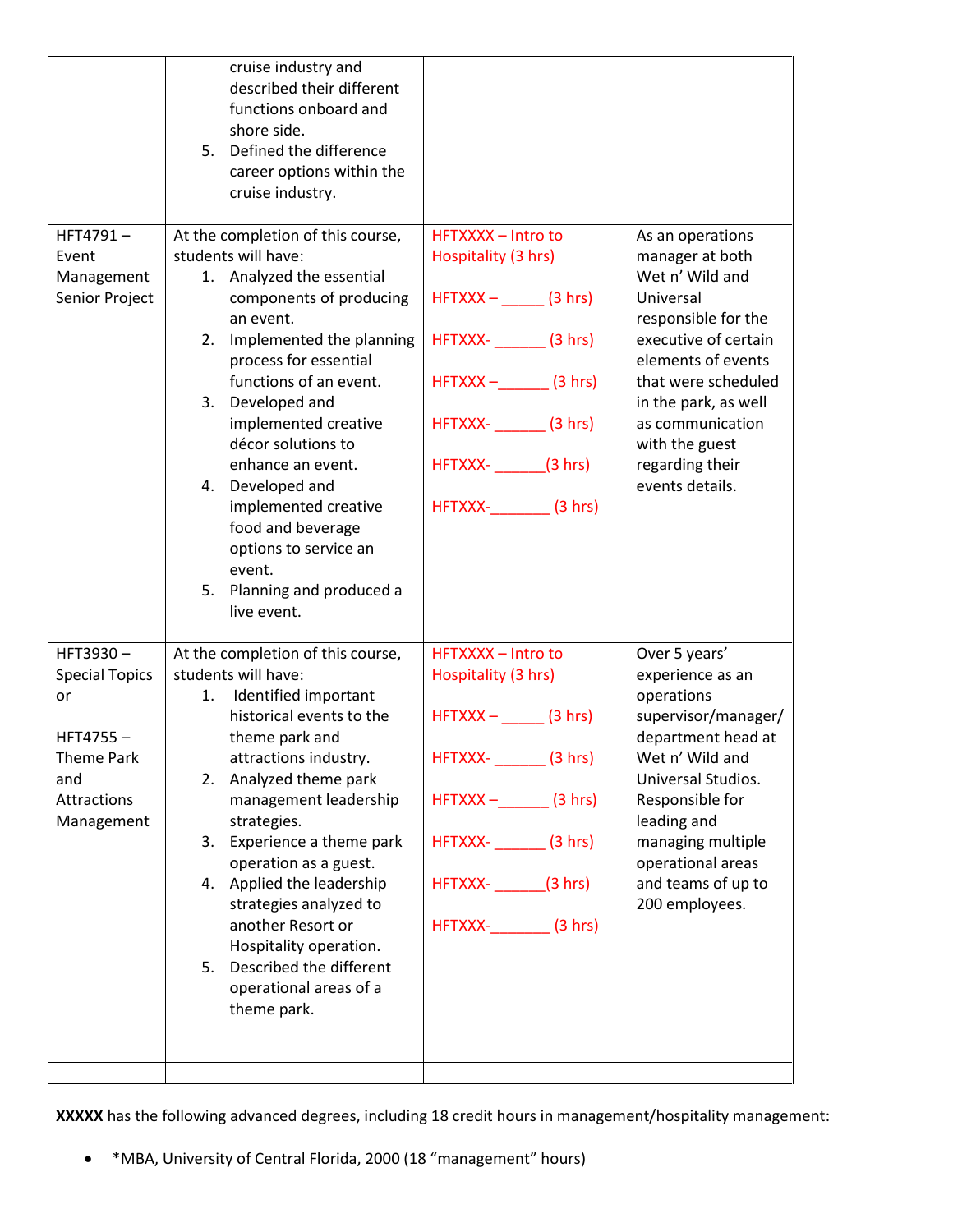| | | | |
|---|---|---|---|
| | cruise industry and described their different functions onboard and shore side.<br>5. Defined the difference career options within the cruise industry. | | |
| HFT4791 – Event Management Senior Project | At the completion of this course, students will have:<br>1. Analyzed the essential components of producing an event.<br>2. Implemented the planning process for essential functions of an event.<br>3. Developed and implemented creative décor solutions to enhance an event.<br>4. Developed and implemented creative food and beverage options to service an event.<br>5. Planning and produced a live event. | HFTXXXX – Intro to Hospitality (3 hrs)<br><br>HFTXXX – _____ (3 hrs)<br><br>HFTXXX- ______ (3 hrs)<br><br>HFTXXX –______ (3 hrs)<br><br>HFTXXX- ______ (3 hrs)<br><br>HFTXXX- ______(3 hrs)<br><br>HFTXXX-_______ (3 hrs) | As an operations manager at both Wet n' Wild and Universal responsible for the executive of certain elements of events that were scheduled in the park, as well as communication with the guest regarding their events details. |
| HFT3930 – Special Topics or<br><br>HFT4755 – Theme Park and Attractions Management | At the completion of this course, students will have:<br>1. Identified important historical events to the theme park and attractions industry.<br>2. Analyzed theme park management leadership strategies.<br>3. Experience a theme park operation as a guest.<br>4. Applied the leadership strategies analyzed to another Resort or Hospitality operation.<br>5. Described the different operational areas of a theme park. | HFTXXXX – Intro to Hospitality (3 hrs)<br><br>HFTXXX – _____ (3 hrs)<br><br>HFTXXX- ______ (3 hrs)<br><br>HFTXXX –______ (3 hrs)<br><br>HFTXXX- ______ (3 hrs)<br><br>HFTXXX- ______(3 hrs)<br><br>HFTXXX-_______ (3 hrs) | Over 5 years' experience as an operations supervisor/manager/ department head at Wet n' Wild and Universal Studios. Responsible for leading and managing multiple operational areas and teams of up to 200 employees. |
| | | | |
| | | | |

**XXXXX** has the following advanced degrees, including 18 credit hours in management/hospitality management:

- *MBA, University of Central Florida, 2000 (18 "management" hours)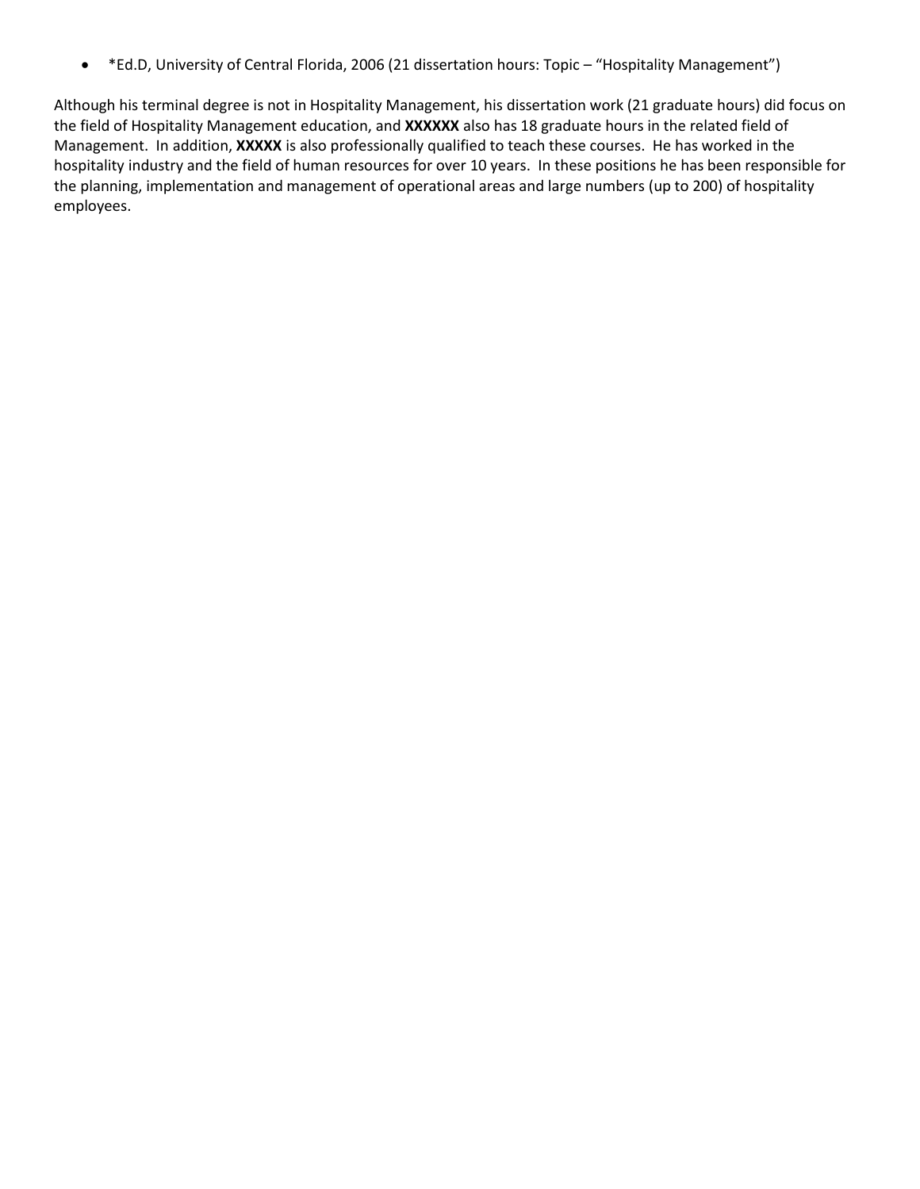- *Ed.D, University of Central Florida, 2006 (21 dissertation hours: Topic – "Hospitality Management")

Although his terminal degree is not in Hospitality Management, his dissertation work (21 graduate hours) did focus on the field of Hospitality Management education, and **XXXXXX** also has 18 graduate hours in the related field of Management. In addition, **XXXXX** is also professionally qualified to teach these courses. He has worked in the hospitality industry and the field of human resources for over 10 years. In these positions he has been responsible for the planning, implementation and management of operational areas and large numbers (up to 200) of hospitality employees.